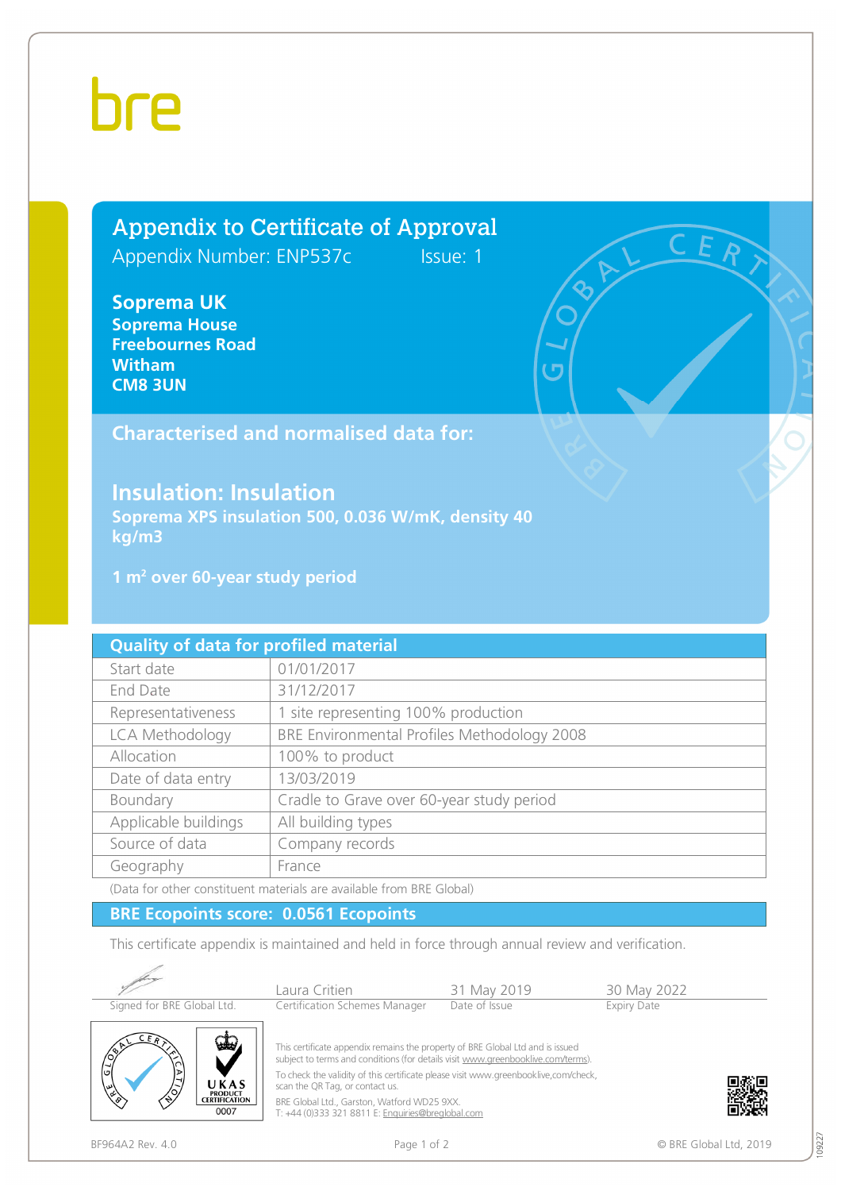bre

# Appendix to Certificate of Approval

Appendix Number: ENP537c Issue: 1

**Soprema UK**
**Soprema House**
**Freebournes Road**
**Witham**
**CM8 3UN**

## Characterised and normalised data for:

## Insulation: Insulation

**Soprema XPS insulation 500, 0.036 W/mK, density 40 kg/m3**

**1 m² over 60-year study period**

| Quality of data for profiled material | |
|---|---|
| Start date | 01/01/2017 |
| End Date | 31/12/2017 |
| Representativeness | 1 site representing 100% production |
| LCA Methodology | BRE Environmental Profiles Methodology 2008 |
| Allocation | 100% to product |
| Date of data entry | 13/03/2019 |
| Boundary | Cradle to Grave over 60-year study period |
| Applicable buildings | All building types |
| Source of data | Company records |
| Geography | France |

(Data for other constituent materials are available from BRE Global)

**BRE Ecopoints score: 0.0561 Ecopoints**

This certificate appendix is maintained and held in force through annual review and verification.

| Signed for BRE Global Ltd. | Laura Critien<br>Certification Schemes Manager | 31 May 2019<br>Date of Issue | 30 May 2022<br>Expiry Date |
|---|---|---|---|

UKAS PRODUCT CERTIFICATION 0007

This certificate appendix remains the property of BRE Global Ltd and is issued subject to terms and conditions (for details visit www.greenbooklive.com/terms).

To check the validity of this certificate please visit www.greenbooklive,com/check, scan the QR Tag, or contact us.

BRE Global Ltd., Garston, Watford WD25 9XX.
T: +44 (0)333 321 8811 E: Enquiries@breglobal.com

BF964A2 Rev. 4.0

© BRE Global Ltd, 2019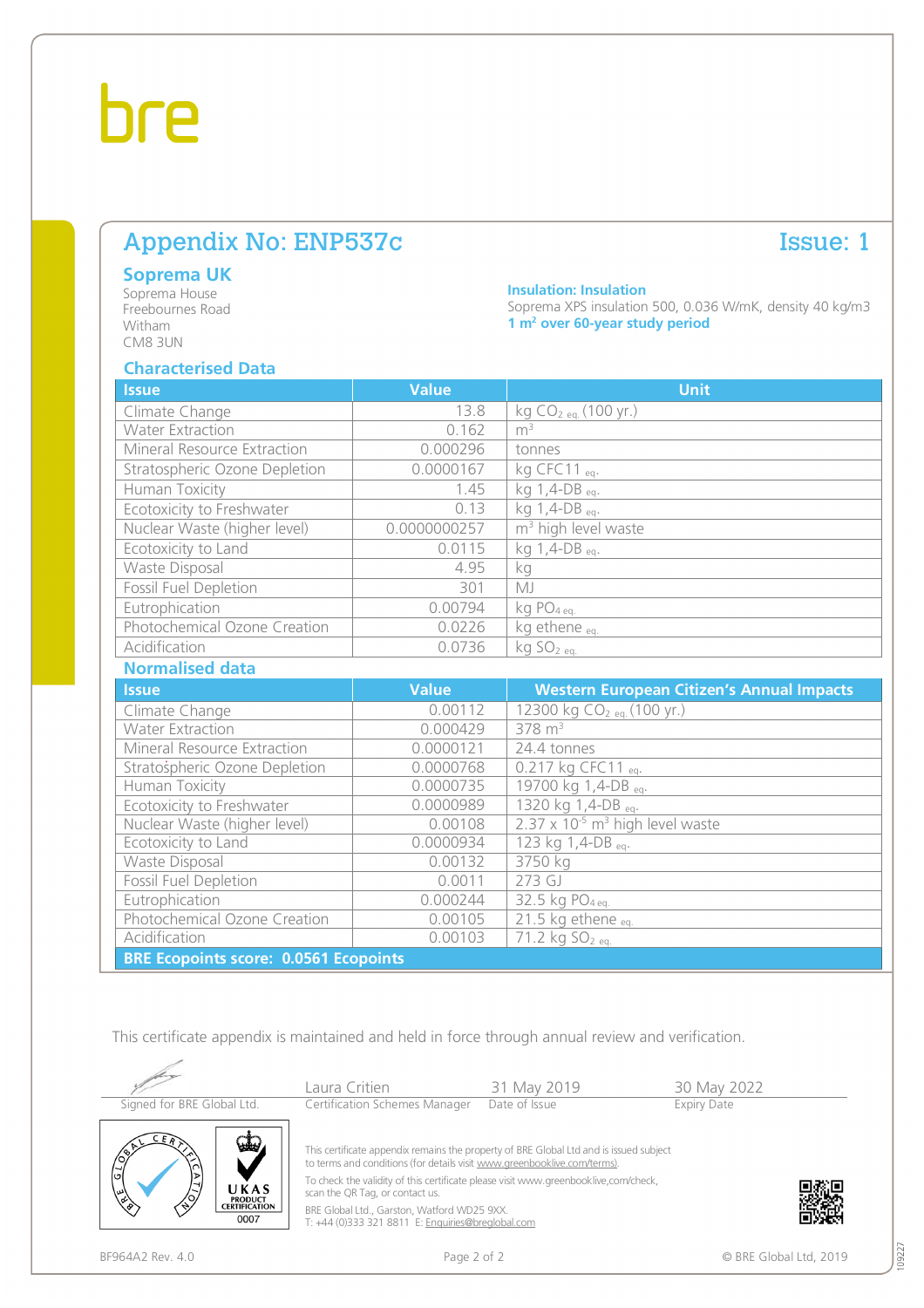## Appendix No: ENP537c

**Issue: 1**

### Soprema UK

Soprema House
Freebournes Road
Witham
CM8 3UN

**Insulation: Insulation**
Soprema XPS insulation 500, 0.036 W/mK, density 40 kg/m3
**1 $m^2$ over 60-year study period**

### Characterised Data

| Issue | Value | Unit |
|---|---|---|
| Climate Change | 13.8 | kg $CO_{2\ eq.}$ (100 yr.) |
| Water Extraction | 0.162 | $m^3$ |
| Mineral Resource Extraction | 0.000296 | tonnes |
| Stratospheric Ozone Depletion | 0.0000167 | kg $CFC11_{eq.}$ |
| Human Toxicity | 1.45 | kg 1,4-$DB_{eq.}$ |
| Ecotoxicity to Freshwater | 0.13 | kg 1,4-$DB_{eq.}$ |
| Nuclear Waste (higher level) | 0.0000000257 | $m^3$ high level waste |
| Ecotoxicity to Land | 0.0115 | kg 1,4-$DB_{eq.}$ |
| Waste Disposal | 4.95 | kg |
| Fossil Fuel Depletion | 301 | MJ |
| Eutrophication | 0.00794 | kg $PO_{4\ eq.}$ |
| Photochemical Ozone Creation | 0.0226 | kg $ethene_{eq.}$ |
| Acidification | 0.0736 | kg $SO_{2\ eq.}$ |

### Normalised data

| Issue | Value | Western European Citizen's Annual Impacts |
|---|---|---|
| Climate Change | 0.00112 | 12300 kg $CO_{2\ eq.}$ (100 yr.) |
| Water Extraction | 0.000429 | 378 $m^3$ |
| Mineral Resource Extraction | 0.0000121 | 24.4 tonnes |
| Stratospheric Ozone Depletion | 0.0000768 | 0.217 kg $CFC11_{eq.}$ |
| Human Toxicity | 0.0000735 | 19700 kg 1,4-$DB_{eq.}$ |
| Ecotoxicity to Freshwater | 0.0000989 | 1320 kg 1,4-$DB_{eq.}$ |
| Nuclear Waste (higher level) | 0.00108 | $2.37 \times 10^{-5}$ $m^3$ high level waste |
| Ecotoxicity to Land | 0.0000934 | 123 kg 1,4-$DB_{eq.}$ |
| Waste Disposal | 0.00132 | 3750 kg |
| Fossil Fuel Depletion | 0.0011 | 273 GJ |
| Eutrophication | 0.000244 | 32.5 kg $PO_{4\ eq.}$ |
| Photochemical Ozone Creation | 0.00105 | 21.5 kg $ethene_{eq.}$ |
| Acidification | 0.00103 | 71.2 kg $SO_{2\ eq.}$ |

**BRE Ecopoints score: 0.0561 Ecopoints**

This certificate appendix is maintained and held in force through annual review and verification.

| Signed for BRE Global Ltd. | Laura Critien<br>Certification Schemes Manager | 31 May 2019<br>Date of Issue | 30 May 2022<br>Expiry Date |
|---|---|---|---|

This certificate appendix remains the property of BRE Global Ltd and is issued subject to terms and conditions (for details visit www.greenbooklive.com/terms).

To check the validity of this certificate please visit www.greenbooklive,com/check, scan the QR Tag, or contact us.

BRE Global Ltd., Garston, Watford WD25 9XX.
T: +44 (0)333 321 8811 E: Enquiries@breglobal.com

BF964A2 Rev. 4.0

© BRE Global Ltd, 2019